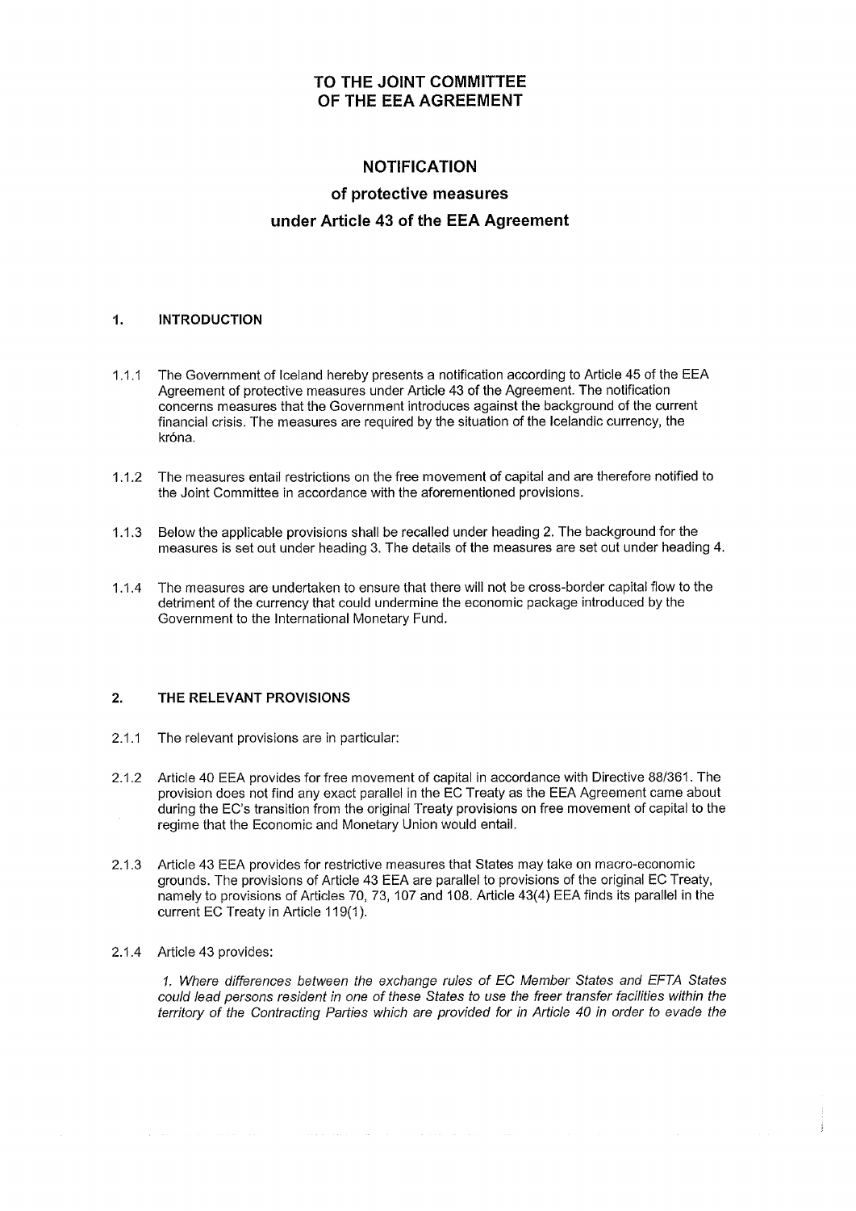# TO THE JOINT COMMITTEE OF THE EEA AGREEMENT

## NOTIFICATION

### of protective measures

### under Article 43 of the EEA Agreement

## 1. INTRODUCTION

1.1.1 The Government of Iceland hereby presents a notification according to Article 45 of the EEA Agreement of protective measures under Article 43 of the Agreement. The notification concerns measures that the Government introduces against the background of the current financial crisis. The measures are required by the situation of the Icelandic currency, the króna.

1.1.2 The measures entail restrictions on the free movement of capital and are therefore notified to the Joint Committee in accordance with the aforementioned provisions.

1.1.3 Below the applicable provisions shall be recalled under heading 2. The background for the measures is set out under heading 3. The details of the measures are set out under heading 4.

1.1.4 The measures are undertaken to ensure that there will not be cross-border capital flow to the detriment of the currency that could undermine the economic package introduced by the Government to the International Monetary Fund.

## 2. THE RELEVANT PROVISIONS

2.1.1 The relevant provisions are in particular:

2.1.2 Article 40 EEA provides for free movement of capital in accordance with Directive 88/361. The provision does not find any exact parallel in the EC Treaty as the EEA Agreement came about during the EC's transition from the original Treaty provisions on free movement of capital to the regime that the Economic and Monetary Union would entail.

2.1.3 Article 43 EEA provides for restrictive measures that States may take on macro-economic grounds. The provisions of Article 43 EEA are parallel to provisions of the original EC Treaty, namely to provisions of Articles 70, 73, 107 and 108. Article 43(4) EEA finds its parallel in the current EC Treaty in Article 119(1).

2.1.4 Article 43 provides:

*1. Where differences between the exchange rules of EC Member States and EFTA States could lead persons resident in one of these States to use the freer transfer facilities within the territory of the Contracting Parties which are provided for in Article 40 in order to evade the*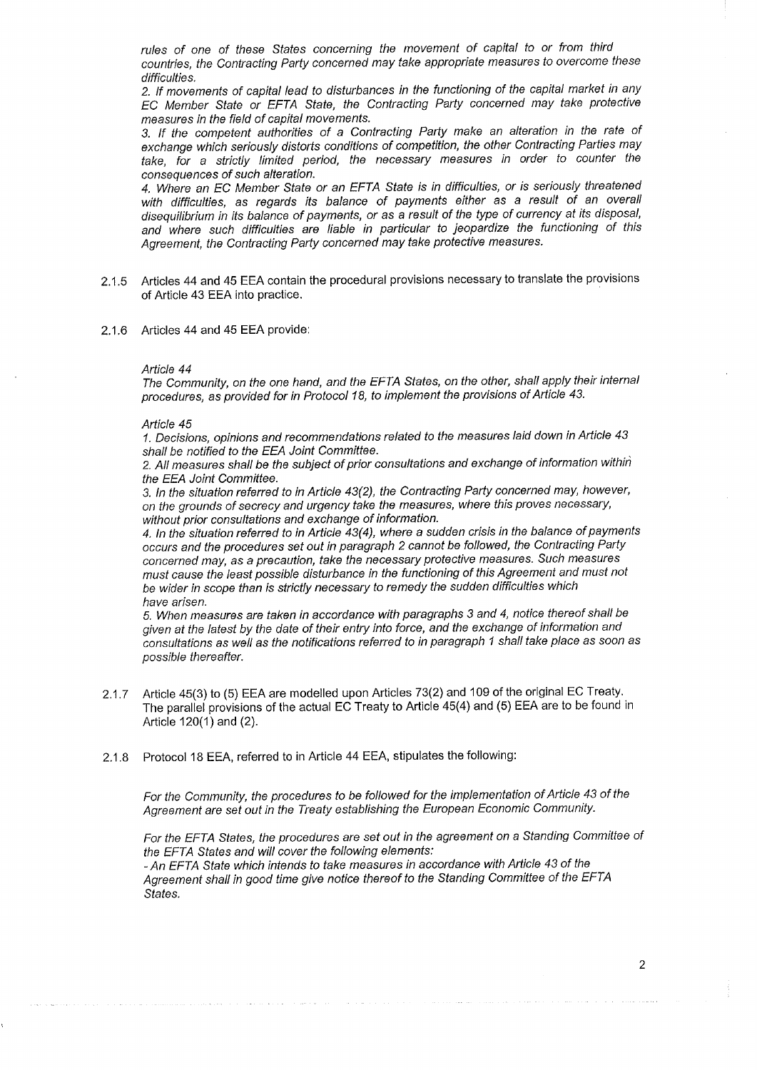*rules of one of these States concerning the movement of capital to or from third countries, the Contracting Party concerned may take appropriate measures to overcome these difficulties.*
*2. If movements of capital lead to disturbances in the functioning of the capital market in any EC Member State or EFTA State, the Contracting Party concerned may take protective measures in the field of capital movements.*
*3. If the competent authorities of a Contracting Party make an alteration in the rate of exchange which seriously distorts conditions of competition, the other Contracting Parties may take, for a strictly limited period, the necessary measures in order to counter the consequences of such alteration.*
*4. Where an EC Member State or an EFTA State is in difficulties, or is seriously threatened with difficulties, as regards its balance of payments either as a result of an overall disequilibrium in its balance of payments, or as a result of the type of currency at its disposal, and where such difficulties are liable in particular to jeopardize the functioning of this Agreement, the Contracting Party concerned may take protective measures.*

2.1.5 Articles 44 and 45 EEA contain the procedural provisions necessary to translate the provisions of Article 43 EEA into practice.

2.1.6 Articles 44 and 45 EEA provide:

*Article 44*
*The Community, on the one hand, and the EFTA States, on the other, shall apply their internal procedures, as provided for in Protocol 18, to implement the provisions of Article 43.*

*Article 45*
*1. Decisions, opinions and recommendations related to the measures laid down in Article 43 shall be notified to the EEA Joint Committee.*
*2. All measures shall be the subject of prior consultations and exchange of information within the EEA Joint Committee.*
*3. In the situation referred to in Article 43(2), the Contracting Party concerned may, however, on the grounds of secrecy and urgency take the measures, where this proves necessary, without prior consultations and exchange of information.*
*4. In the situation referred to in Article 43(4), where a sudden crisis in the balance of payments occurs and the procedures set out in paragraph 2 cannot be followed, the Contracting Party concerned may, as a precaution, take the necessary protective measures. Such measures must cause the least possible disturbance in the functioning of this Agreement and must not be wider in scope than is strictly necessary to remedy the sudden difficulties which have arisen.*
*5. When measures are taken in accordance with paragraphs 3 and 4, notice thereof shall be given at the latest by the date of their entry into force, and the exchange of information and consultations as well as the notifications referred to in paragraph 1 shall take place as soon as possible thereafter.*

2.1.7 Article 45(3) to (5) EEA are modelled upon Articles 73(2) and 109 of the original EC Treaty. The parallel provisions of the actual EC Treaty to Article 45(4) and (5) EEA are to be found in Article 120(1) and (2).

2.1.8 Protocol 18 EEA, referred to in Article 44 EEA, stipulates the following:

*For the Community, the procedures to be followed for the implementation of Article 43 of the Agreement are set out in the Treaty establishing the European Economic Community.*

*For the EFTA States, the procedures are set out in the agreement on a Standing Committee of the EFTA States and will cover the following elements:*
*- An EFTA State which intends to take measures in accordance with Article 43 of the Agreement shall in good time give notice thereof to the Standing Committee of the EFTA States.*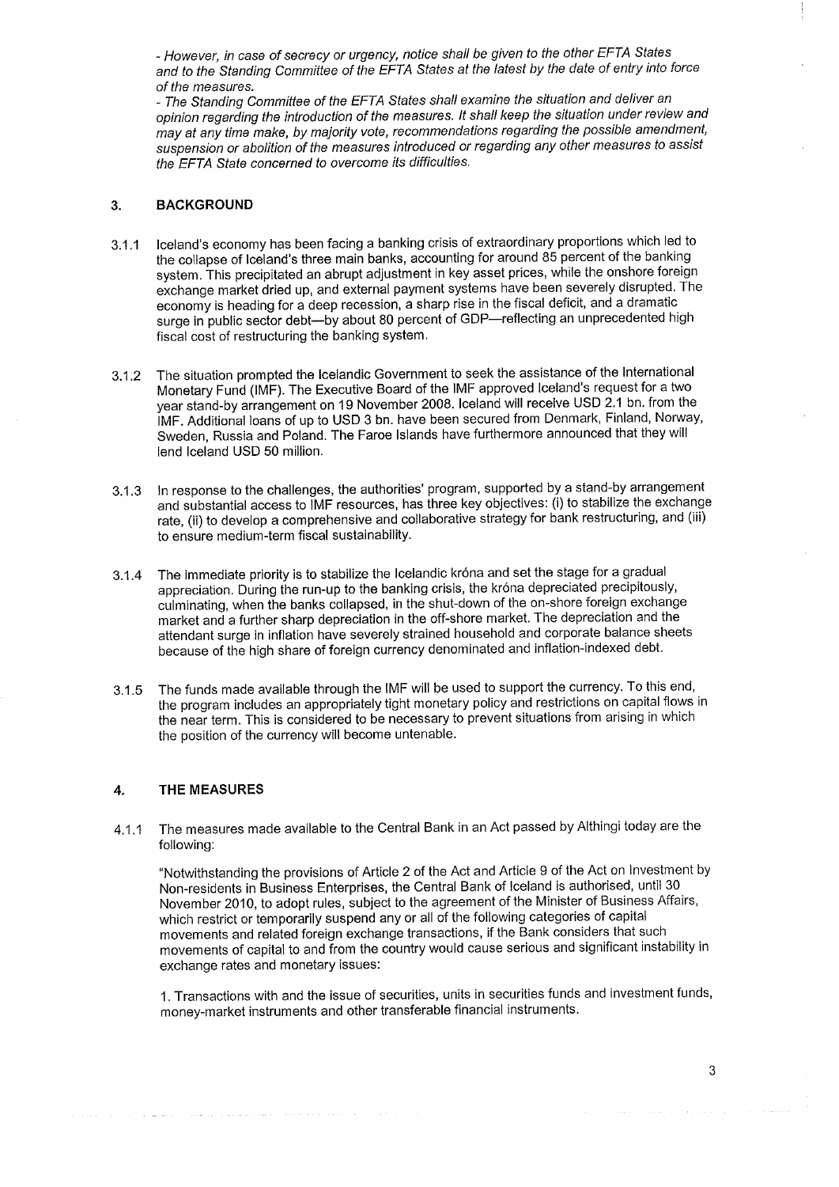*- However, in case of secrecy or urgency, notice shall be given to the other EFTA States and to the Standing Committee of the EFTA States at the latest by the date of entry into force of the measures.*

*- The Standing Committee of the EFTA States shall examine the situation and deliver an opinion regarding the introduction of the measures. It shall keep the situation under review and may at any time make, by majority vote, recommendations regarding the possible amendment, suspension or abolition of the measures introduced or regarding any other measures to assist the EFTA State concerned to overcome its difficulties.*

## 3. BACKGROUND

3.1.1 Iceland's economy has been facing a banking crisis of extraordinary proportions which led to the collapse of Iceland's three main banks, accounting for around 85 percent of the banking system. This precipitated an abrupt adjustment in key asset prices, while the onshore foreign exchange market dried up, and external payment systems have been severely disrupted. The economy is heading for a deep recession, a sharp rise in the fiscal deficit, and a dramatic surge in public sector debt—by about 80 percent of GDP—reflecting an unprecedented high fiscal cost of restructuring the banking system.

3.1.2 The situation prompted the Icelandic Government to seek the assistance of the International Monetary Fund (IMF). The Executive Board of the IMF approved Iceland's request for a two year stand-by arrangement on 19 November 2008. Iceland will receive USD 2.1 bn. from the IMF. Additional loans of up to USD 3 bn. have been secured from Denmark, Finland, Norway, Sweden, Russia and Poland. The Faroe Islands have furthermore announced that they will lend Iceland USD 50 million.

3.1.3 In response to the challenges, the authorities' program, supported by a stand-by arrangement and substantial access to IMF resources, has three key objectives: (i) to stabilize the exchange rate, (ii) to develop a comprehensive and collaborative strategy for bank restructuring, and (iii) to ensure medium-term fiscal sustainability.

3.1.4 The immediate priority is to stabilize the Icelandic króna and set the stage for a gradual appreciation. During the run-up to the banking crisis, the króna depreciated precipitously, culminating, when the banks collapsed, in the shut-down of the on-shore foreign exchange market and a further sharp depreciation in the off-shore market. The depreciation and the attendant surge in inflation have severely strained household and corporate balance sheets because of the high share of foreign currency denominated and inflation-indexed debt.

3.1.5 The funds made available through the IMF will be used to support the currency. To this end, the program includes an appropriately tight monetary policy and restrictions on capital flows in the near term. This is considered to be necessary to prevent situations from arising in which the position of the currency will become untenable.

## 4. THE MEASURES

4.1.1 The measures made available to the Central Bank in an Act passed by Althingi today are the following:

"Notwithstanding the provisions of Article 2 of the Act and Article 9 of the Act on Investment by Non-residents in Business Enterprises, the Central Bank of Iceland is authorised, until 30 November 2010, to adopt rules, subject to the agreement of the Minister of Business Affairs, which restrict or temporarily suspend any or all of the following categories of capital movements and related foreign exchange transactions, if the Bank considers that such movements of capital to and from the country would cause serious and significant instability in exchange rates and monetary issues:

1. Transactions with and the issue of securities, units in securities funds and investment funds, money-market instruments and other transferable financial instruments.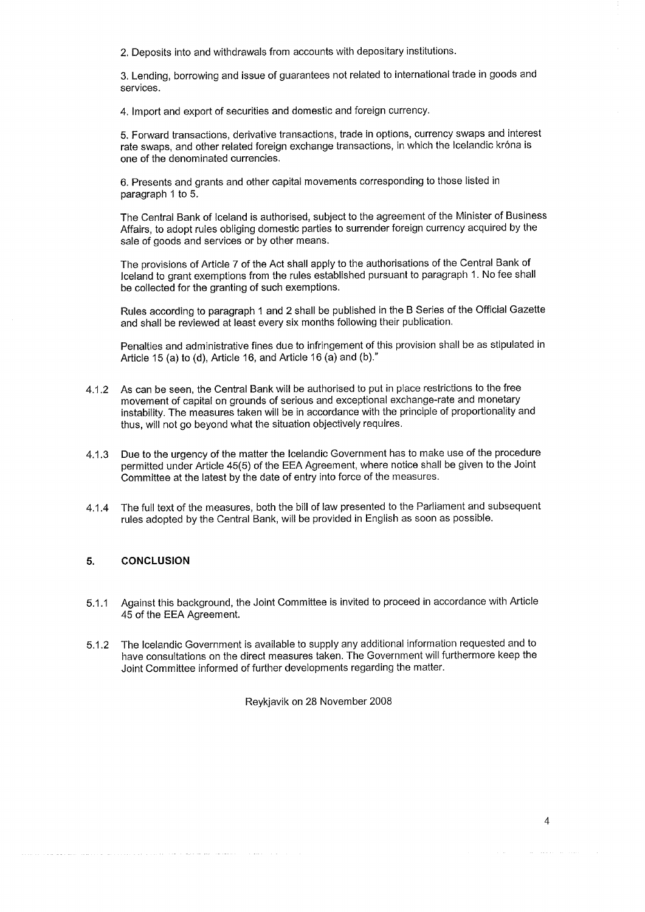2. Deposits into and withdrawals from accounts with depositary institutions.

3. Lending, borrowing and issue of guarantees not related to international trade in goods and services.

4. Import and export of securities and domestic and foreign currency.

5. Forward transactions, derivative transactions, trade in options, currency swaps and interest rate swaps, and other related foreign exchange transactions, in which the Icelandic króna is one of the denominated currencies.

6. Presents and grants and other capital movements corresponding to those listed in paragraph 1 to 5.

The Central Bank of Iceland is authorised, subject to the agreement of the Minister of Business Affairs, to adopt rules obliging domestic parties to surrender foreign currency acquired by the sale of goods and services or by other means.

The provisions of Article 7 of the Act shall apply to the authorisations of the Central Bank of Iceland to grant exemptions from the rules established pursuant to paragraph 1. No fee shall be collected for the granting of such exemptions.

Rules according to paragraph 1 and 2 shall be published in the B Series of the Official Gazette and shall be reviewed at least every six months following their publication.

Penalties and administrative fines due to infringement of this provision shall be as stipulated in Article 15 (a) to (d), Article 16, and Article 16 (a) and (b)."

4.1.2 As can be seen, the Central Bank will be authorised to put in place restrictions to the free movement of capital on grounds of serious and exceptional exchange-rate and monetary instability. The measures taken will be in accordance with the principle of proportionality and thus, will not go beyond what the situation objectively requires.

4.1.3 Due to the urgency of the matter the Icelandic Government has to make use of the procedure permitted under Article 45(5) of the EEA Agreement, where notice shall be given to the Joint Committee at the latest by the date of entry into force of the measures.

4.1.4 The full text of the measures, both the bill of law presented to the Parliament and subsequent rules adopted by the Central Bank, will be provided in English as soon as possible.

## 5. CONCLUSION

5.1.1 Against this background, the Joint Committee is invited to proceed in accordance with Article 45 of the EEA Agreement.

5.1.2 The Icelandic Government is available to supply any additional information requested and to have consultations on the direct measures taken. The Government will furthermore keep the Joint Committee informed of further developments regarding the matter.

Reykjavik on 28 November 2008